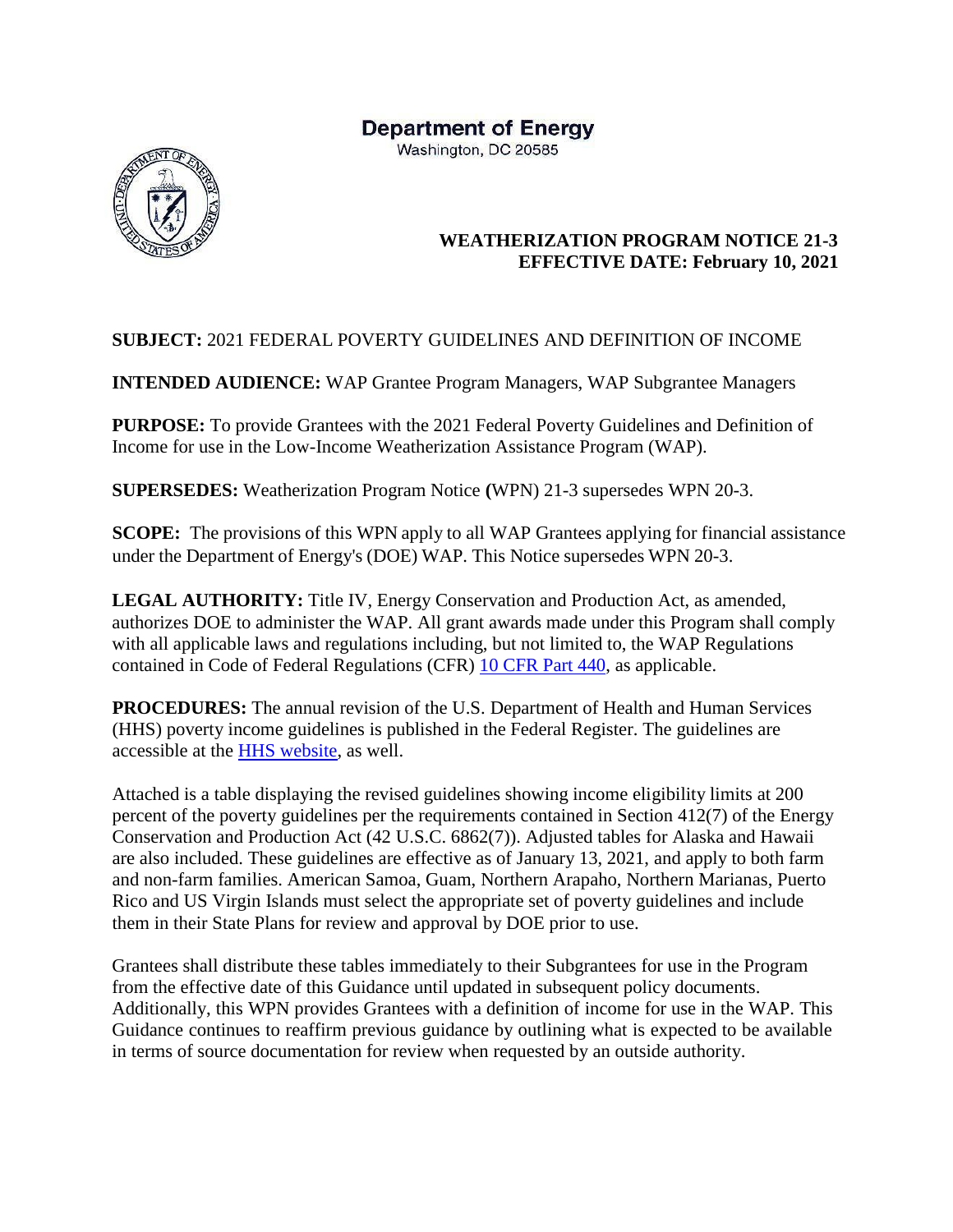**Department of Energy**
Washington, DC 20585

**WEATHERIZATION PROGRAM NOTICE 21-3**
**EFFECTIVE DATE: February 10, 2021**

**SUBJECT:** 2021 FEDERAL POVERTY GUIDELINES AND DEFINITION OF INCOME

**INTENDED AUDIENCE:** WAP Grantee Program Managers, WAP Subgrantee Managers

**PURPOSE:** To provide Grantees with the 2021 Federal Poverty Guidelines and Definition of Income for use in the Low-Income Weatherization Assistance Program (WAP).

**SUPERSEDES:** Weatherization Program Notice **(**WPN) 21-3 supersedes WPN 20-3.

**SCOPE:** The provisions of this WPN apply to all WAP Grantees applying for financial assistance under the Department of Energy's (DOE) WAP. This Notice supersedes WPN 20-3.

**LEGAL AUTHORITY:** Title IV, Energy Conservation and Production Act, as amended, authorizes DOE to administer the WAP. All grant awards made under this Program shall comply with all applicable laws and regulations including, but not limited to, the WAP Regulations contained in Code of Federal Regulations (CFR) 10 CFR Part 440, as applicable.

**PROCEDURES:** The annual revision of the U.S. Department of Health and Human Services (HHS) poverty income guidelines is published in the Federal Register. The guidelines are accessible at the HHS website, as well.

Attached is a table displaying the revised guidelines showing income eligibility limits at 200 percent of the poverty guidelines per the requirements contained in Section 412(7) of the Energy Conservation and Production Act (42 U.S.C. 6862(7)). Adjusted tables for Alaska and Hawaii are also included. These guidelines are effective as of January 13, 2021, and apply to both farm and non-farm families. American Samoa, Guam, Northern Arapaho, Northern Marianas, Puerto Rico and US Virgin Islands must select the appropriate set of poverty guidelines and include them in their State Plans for review and approval by DOE prior to use.

Grantees shall distribute these tables immediately to their Subgrantees for use in the Program from the effective date of this Guidance until updated in subsequent policy documents. Additionally, this WPN provides Grantees with a definition of income for use in the WAP. This Guidance continues to reaffirm previous guidance by outlining what is expected to be available in terms of source documentation for review when requested by an outside authority.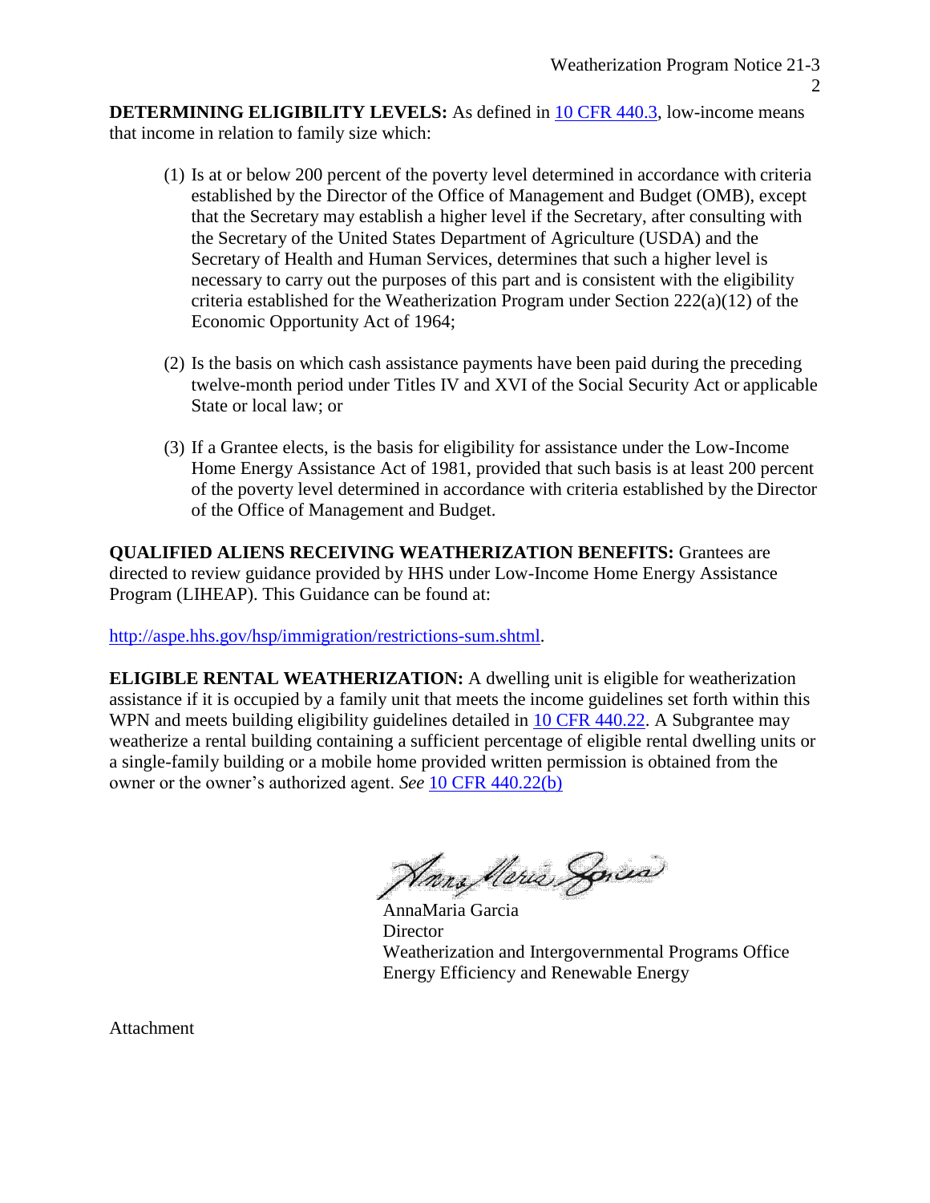**DETERMINING ELIGIBILITY LEVELS:** As defined in [10 CFR 440.3](), low-income means that income in relation to family size which:

(1) Is at or below 200 percent of the poverty level determined in accordance with criteria established by the Director of the Office of Management and Budget (OMB), except that the Secretary may establish a higher level if the Secretary, after consulting with the Secretary of the United States Department of Agriculture (USDA) and the Secretary of Health and Human Services, determines that such a higher level is necessary to carry out the purposes of this part and is consistent with the eligibility criteria established for the Weatherization Program under Section 222(a)(12) of the Economic Opportunity Act of 1964;

(2) Is the basis on which cash assistance payments have been paid during the preceding twelve-month period under Titles IV and XVI of the Social Security Act or applicable State or local law; or

(3) If a Grantee elects, is the basis for eligibility for assistance under the Low-Income Home Energy Assistance Act of 1981, provided that such basis is at least 200 percent of the poverty level determined in accordance with criteria established by the Director of the Office of Management and Budget.

**QUALIFIED ALIENS RECEIVING WEATHERIZATION BENEFITS:** Grantees are directed to review guidance provided by HHS under Low-Income Home Energy Assistance Program (LIHEAP). This Guidance can be found at:

http://aspe.hhs.gov/hsp/immigration/restrictions-sum.shtml.

**ELIGIBLE RENTAL WEATHERIZATION:** A dwelling unit is eligible for weatherization assistance if it is occupied by a family unit that meets the income guidelines set forth within this WPN and meets building eligibility guidelines detailed in 10 CFR 440.22. A Subgrantee may weatherize a rental building containing a sufficient percentage of eligible rental dwelling units or a single-family building or a mobile home provided written permission is obtained from the owner or the owner's authorized agent. *See* 10 CFR 440.22(b)

AnnaMaria Garcia
Director
Weatherization and Intergovernmental Programs Office
Energy Efficiency and Renewable Energy

Attachment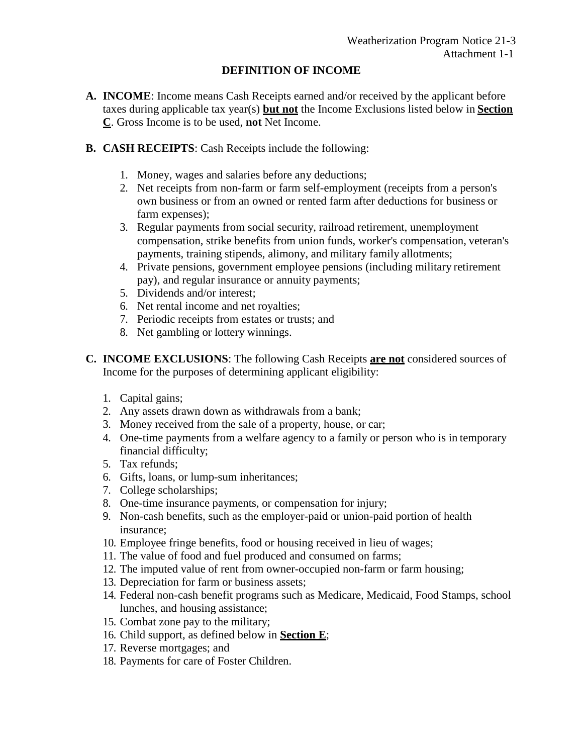Weatherization Program Notice 21-3
Attachment 1-1

# DEFINITION OF INCOME

**A. INCOME**: Income means Cash Receipts earned and/or received by the applicant before taxes during applicable tax year(s) **but not** the Income Exclusions listed below in **Section C**. Gross Income is to be used, **not** Net Income.

**B. CASH RECEIPTS**: Cash Receipts include the following:

1. Money, wages and salaries before any deductions;
2. Net receipts from non-farm or farm self-employment (receipts from a person's own business or from an owned or rented farm after deductions for business or farm expenses);
3. Regular payments from social security, railroad retirement, unemployment compensation, strike benefits from union funds, worker's compensation, veteran's payments, training stipends, alimony, and military family allotments;
4. Private pensions, government employee pensions (including military retirement pay), and regular insurance or annuity payments;
5. Dividends and/or interest;
6. Net rental income and net royalties;
7. Periodic receipts from estates or trusts; and
8. Net gambling or lottery winnings.

**C. INCOME EXCLUSIONS**: The following Cash Receipts **are not** considered sources of Income for the purposes of determining applicant eligibility:

1. Capital gains;
2. Any assets drawn down as withdrawals from a bank;
3. Money received from the sale of a property, house, or car;
4. One-time payments from a welfare agency to a family or person who is in temporary financial difficulty;
5. Tax refunds;
6. Gifts, loans, or lump-sum inheritances;
7. College scholarships;
8. One-time insurance payments, or compensation for injury;
9. Non-cash benefits, such as the employer-paid or union-paid portion of health insurance;
10. Employee fringe benefits, food or housing received in lieu of wages;
11. The value of food and fuel produced and consumed on farms;
12. The imputed value of rent from owner-occupied non-farm or farm housing;
13. Depreciation for farm or business assets;
14. Federal non-cash benefit programs such as Medicare, Medicaid, Food Stamps, school lunches, and housing assistance;
15. Combat zone pay to the military;
16. Child support, as defined below in **Section E**;
17. Reverse mortgages; and
18. Payments for care of Foster Children.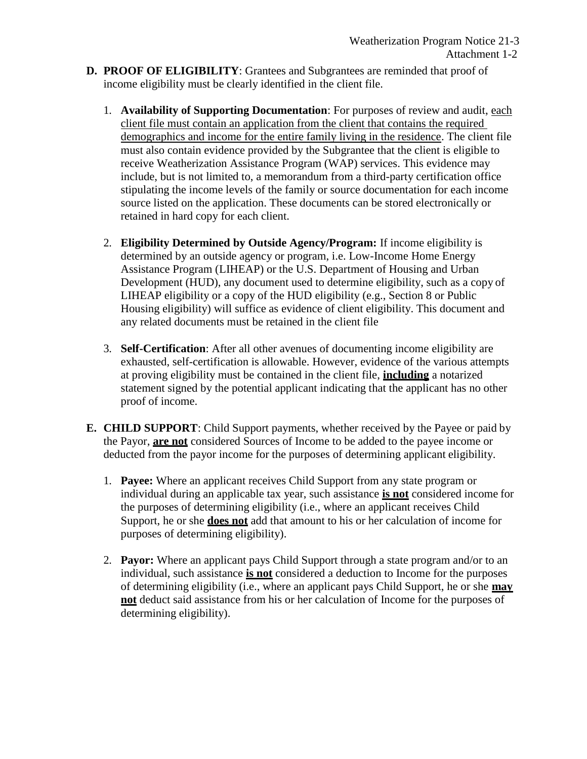**D. PROOF OF ELIGIBILITY**: Grantees and Subgrantees are reminded that proof of income eligibility must be clearly identified in the client file.

1. **Availability of Supporting Documentation**: For purposes of review and audit, each client file must contain an application from the client that contains the required demographics and income for the entire family living in the residence. The client file must also contain evidence provided by the Subgrantee that the client is eligible to receive Weatherization Assistance Program (WAP) services. This evidence may include, but is not limited to, a memorandum from a third-party certification office stipulating the income levels of the family or source documentation for each income source listed on the application. These documents can be stored electronically or retained in hard copy for each client.

2. **Eligibility Determined by Outside Agency/Program:** If income eligibility is determined by an outside agency or program, i.e. Low-Income Home Energy Assistance Program (LIHEAP) or the U.S. Department of Housing and Urban Development (HUD), any document used to determine eligibility, such as a copy of LIHEAP eligibility or a copy of the HUD eligibility (e.g., Section 8 or Public Housing eligibility) will suffice as evidence of client eligibility. This document and any related documents must be retained in the client file

3. **Self-Certification**: After all other avenues of documenting income eligibility are exhausted, self-certification is allowable. However, evidence of the various attempts at proving eligibility must be contained in the client file, **including** a notarized statement signed by the potential applicant indicating that the applicant has no other proof of income.

**E. CHILD SUPPORT**: Child Support payments, whether received by the Payee or paid by the Payor, **are not** considered Sources of Income to be added to the payee income or deducted from the payor income for the purposes of determining applicant eligibility.

1. **Payee:** Where an applicant receives Child Support from any state program or individual during an applicable tax year, such assistance **is not** considered income for the purposes of determining eligibility (i.e., where an applicant receives Child Support, he or she **does not** add that amount to his or her calculation of income for purposes of determining eligibility).

2. **Payor:** Where an applicant pays Child Support through a state program and/or to an individual, such assistance **is not** considered a deduction to Income for the purposes of determining eligibility (i.e., where an applicant pays Child Support, he or she **may not** deduct said assistance from his or her calculation of Income for the purposes of determining eligibility).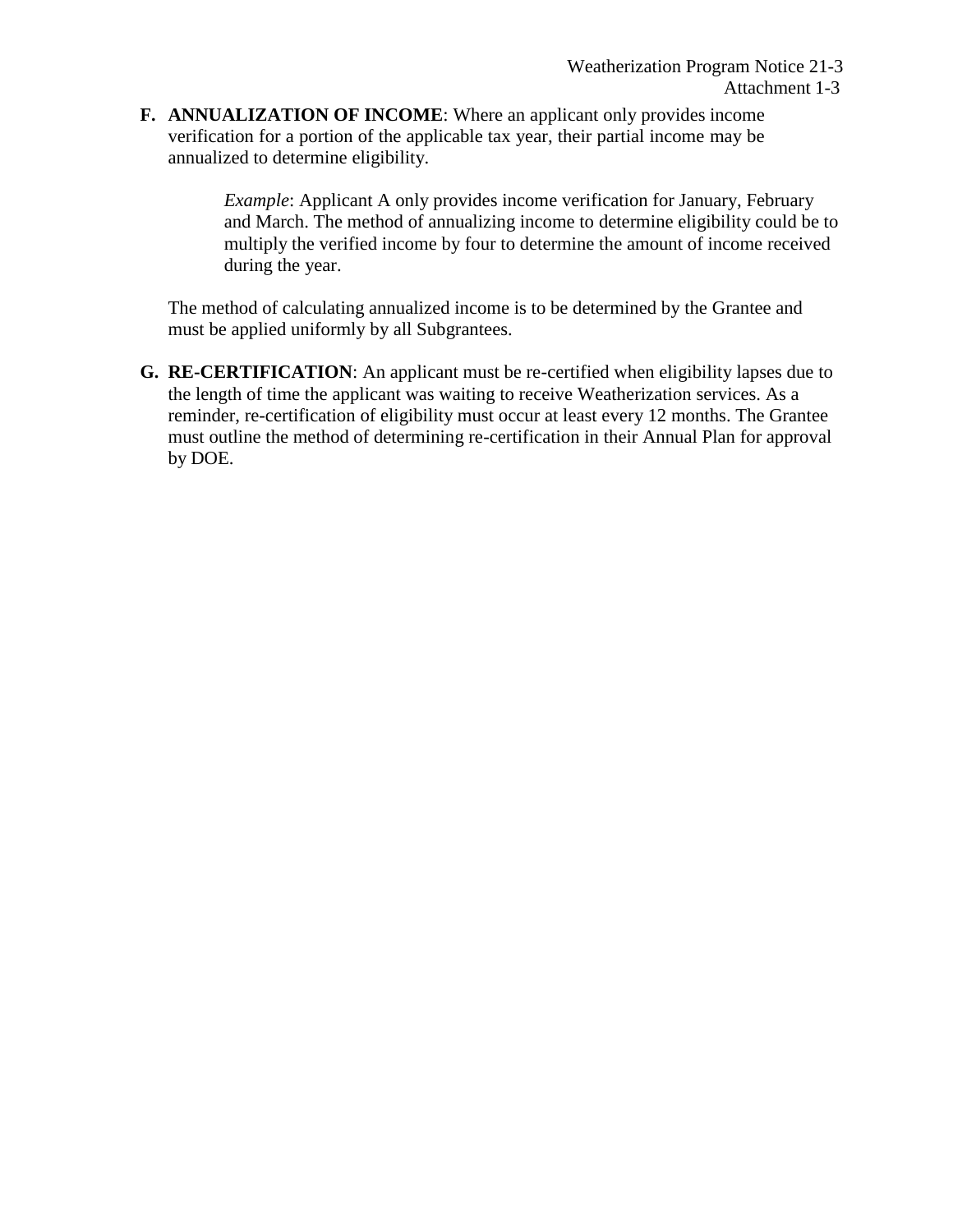**F. ANNUALIZATION OF INCOME**: Where an applicant only provides income verification for a portion of the applicable tax year, their partial income may be annualized to determine eligibility.

> *Example*: Applicant A only provides income verification for January, February and March. The method of annualizing income to determine eligibility could be to multiply the verified income by four to determine the amount of income received during the year.

The method of calculating annualized income is to be determined by the Grantee and must be applied uniformly by all Subgrantees.

**G. RE-CERTIFICATION**: An applicant must be re-certified when eligibility lapses due to the length of time the applicant was waiting to receive Weatherization services. As a reminder, re-certification of eligibility must occur at least every 12 months. The Grantee must outline the method of determining re-certification in their Annual Plan for approval by DOE.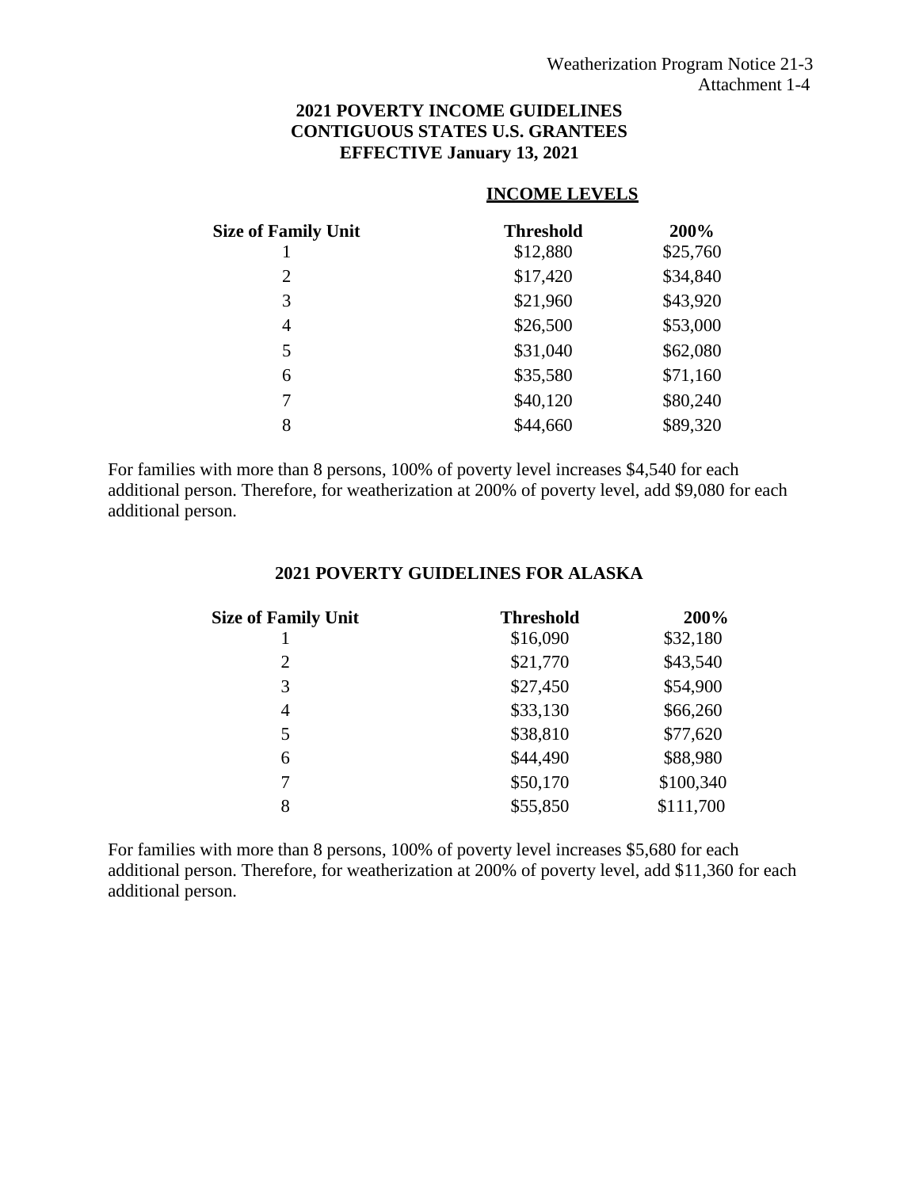Weatherization Program Notice 21-3
Attachment 1-4

## 2021 POVERTY INCOME GUIDELINES CONTIGUOUS STATES U.S. GRANTEES EFFECTIVE January 13, 2021

| | INCOME LEVELS | |
|---|---|---|
| **Size of Family Unit** | **Threshold** | **200%** |
| 1 | $12,880 | $25,760 |
| 2 | $17,420 | $34,840 |
| 3 | $21,960 | $43,920 |
| 4 | $26,500 | $53,000 |
| 5 | $31,040 | $62,080 |
| 6 | $35,580 | $71,160 |
| 7 | $40,120 | $80,240 |
| 8 | $44,660 | $89,320 |

For families with more than 8 persons, 100% of poverty level increases $4,540 for each additional person. Therefore, for weatherization at 200% of poverty level, add $9,080 for each additional person.

## 2021 POVERTY GUIDELINES FOR ALASKA

| **Size of Family Unit** | **Threshold** | **200%** |
|---|---|---|
| 1 | $16,090 | $32,180 |
| 2 | $21,770 | $43,540 |
| 3 | $27,450 | $54,900 |
| 4 | $33,130 | $66,260 |
| 5 | $38,810 | $77,620 |
| 6 | $44,490 | $88,980 |
| 7 | $50,170 | $100,340 |
| 8 | $55,850 | $111,700 |

For families with more than 8 persons, 100% of poverty level increases $5,680 for each additional person. Therefore, for weatherization at 200% of poverty level, add $11,360 for each additional person.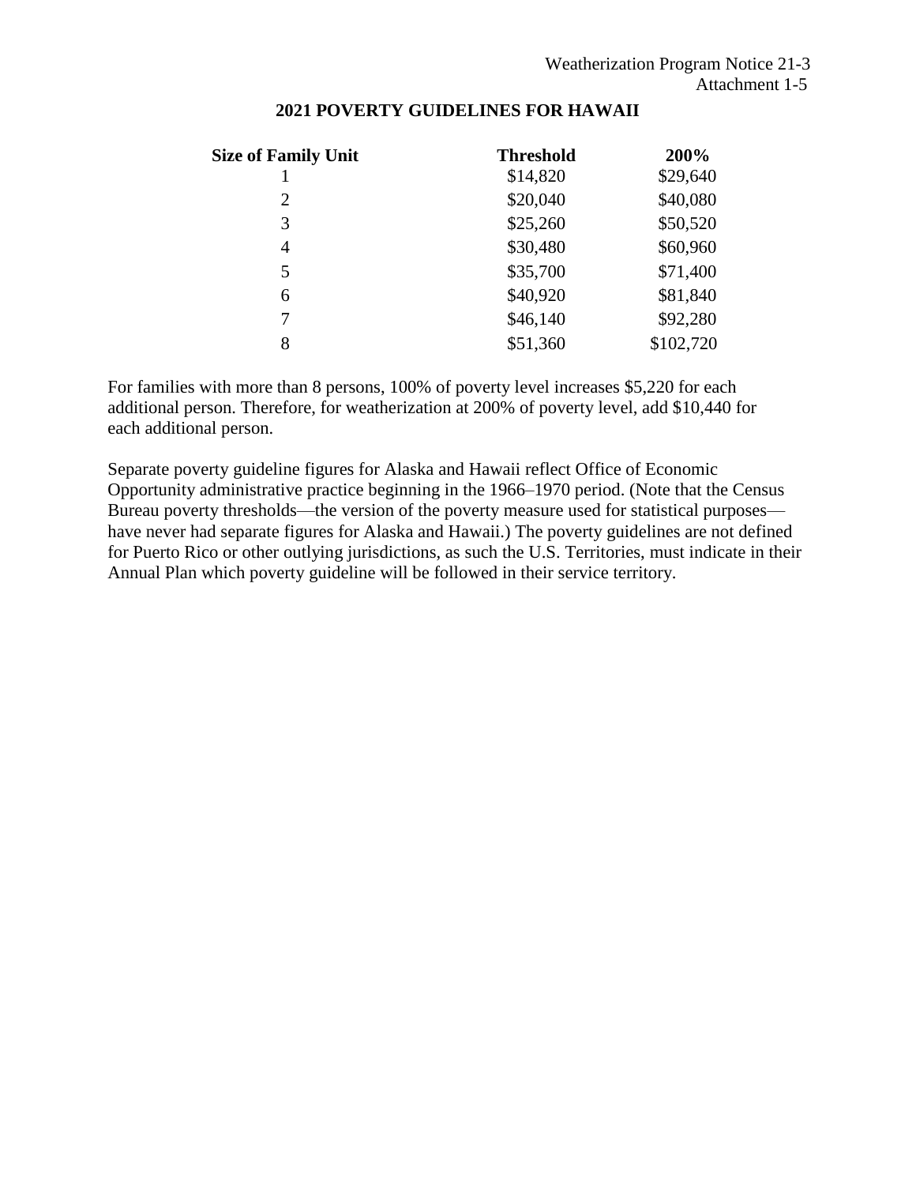## 2021 POVERTY GUIDELINES FOR HAWAII

| Size of Family Unit | Threshold | 200% |
| --- | --- | --- |
| 1 | $14,820 | $29,640 |
| 2 | $20,040 | $40,080 |
| 3 | $25,260 | $50,520 |
| 4 | $30,480 | $60,960 |
| 5 | $35,700 | $71,400 |
| 6 | $40,920 | $81,840 |
| 7 | $46,140 | $92,280 |
| 8 | $51,360 | $102,720 |

For families with more than 8 persons, 100% of poverty level increases $5,220 for each additional person. Therefore, for weatherization at 200% of poverty level, add $10,440 for each additional person.

Separate poverty guideline figures for Alaska and Hawaii reflect Office of Economic Opportunity administrative practice beginning in the 1966–1970 period. (Note that the Census Bureau poverty thresholds—the version of the poverty measure used for statistical purposes—have never had separate figures for Alaska and Hawaii.) The poverty guidelines are not defined for Puerto Rico or other outlying jurisdictions, as such the U.S. Territories, must indicate in their Annual Plan which poverty guideline will be followed in their service territory.